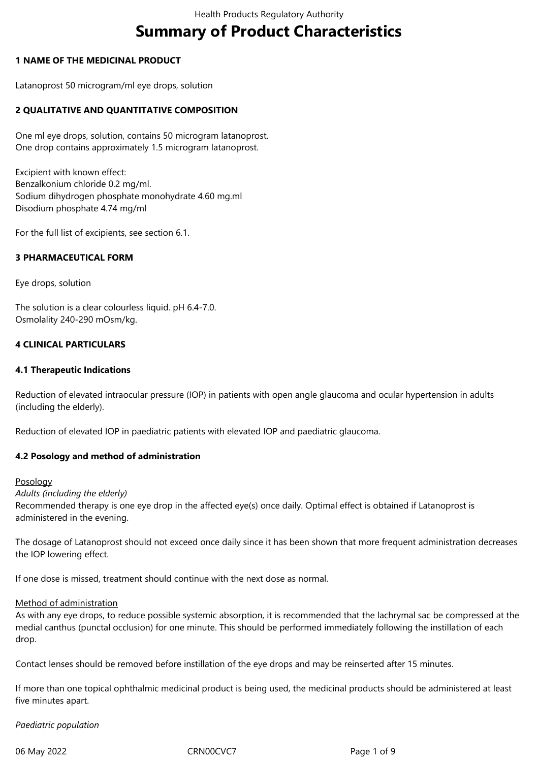# Summary of Product Characteristics

## 1 NAME OF THE MEDICINAL PRODUCT

Latanoprost 50 microgram/ml eye drops, solution

## 2 QUALITATIVE AND QUANTITATIVE COMPOSITION

One ml eye drops, solution, contains 50 microgram latanoprost.
One drop contains approximately 1.5 microgram latanoprost.

Excipient with known effect:
Benzalkonium chloride 0.2 mg/ml.
Sodium dihydrogen phosphate monohydrate 4.60 mg.ml
Disodium phosphate 4.74 mg/ml

For the full list of excipients, see section 6.1.

## 3 PHARMACEUTICAL FORM

Eye drops, solution

The solution is a clear colourless liquid. pH 6.4-7.0.
Osmolality 240-290 mOsm/kg.

## 4 CLINICAL PARTICULARS

### 4.1 Therapeutic Indications

Reduction of elevated intraocular pressure (IOP) in patients with open angle glaucoma and ocular hypertension in adults (including the elderly).

Reduction of elevated IOP in paediatric patients with elevated IOP and paediatric glaucoma.

### 4.2 Posology and method of administration

Posology

*Adults (including the elderly)*

Recommended therapy is one eye drop in the affected eye(s) once daily. Optimal effect is obtained if Latanoprost is administered in the evening.

The dosage of Latanoprost should not exceed once daily since it has been shown that more frequent administration decreases the IOP lowering effect.

If one dose is missed, treatment should continue with the next dose as normal.

Method of administration

As with any eye drops, to reduce possible systemic absorption, it is recommended that the lachrymal sac be compressed at the medial canthus (punctal occlusion) for one minute. This should be performed immediately following the instillation of each drop.

Contact lenses should be removed before instillation of the eye drops and may be reinserted after 15 minutes.

If more than one topical ophthalmic medicinal product is being used, the medicinal products should be administered at least five minutes apart.

*Paediatric population*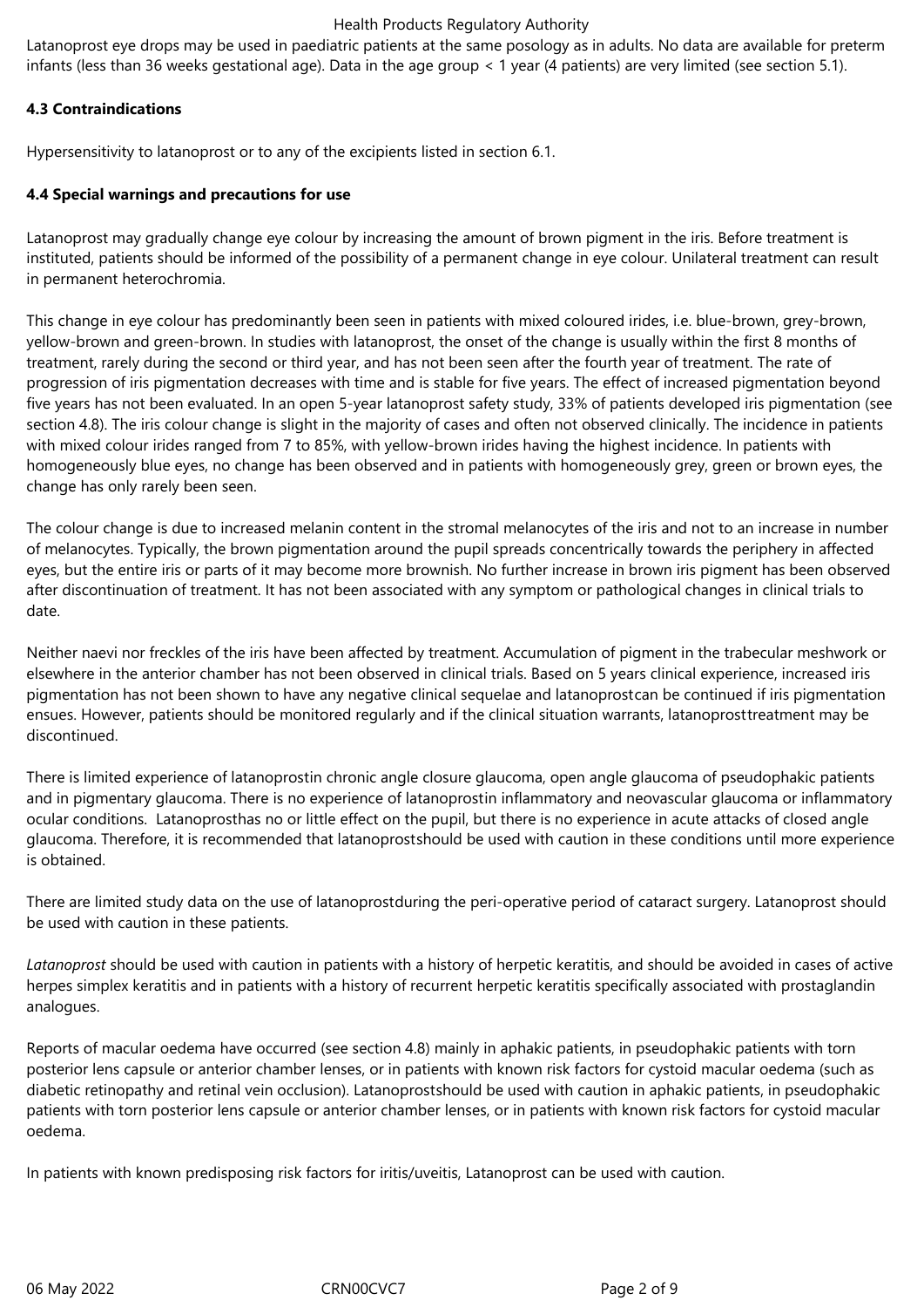Latanoprost eye drops may be used in paediatric patients at the same posology as in adults. No data are available for preterm infants (less than 36 weeks gestational age). Data in the age group < 1 year (4 patients) are very limited (see section 5.1).

**4.3 Contraindications**

Hypersensitivity to latanoprost or to any of the excipients listed in section 6.1.

**4.4 Special warnings and precautions for use**

Latanoprost may gradually change eye colour by increasing the amount of brown pigment in the iris. Before treatment is instituted, patients should be informed of the possibility of a permanent change in eye colour. Unilateral treatment can result in permanent heterochromia.

This change in eye colour has predominantly been seen in patients with mixed coloured irides, i.e. blue-brown, grey-brown, yellow-brown and green-brown. In studies with latanoprost, the onset of the change is usually within the first 8 months of treatment, rarely during the second or third year, and has not been seen after the fourth year of treatment. The rate of progression of iris pigmentation decreases with time and is stable for five years. The effect of increased pigmentation beyond five years has not been evaluated. In an open 5-year latanoprost safety study, 33% of patients developed iris pigmentation (see section 4.8). The iris colour change is slight in the majority of cases and often not observed clinically. The incidence in patients with mixed colour irides ranged from 7 to 85%, with yellow-brown irides having the highest incidence. In patients with homogeneously blue eyes, no change has been observed and in patients with homogeneously grey, green or brown eyes, the change has only rarely been seen.

The colour change is due to increased melanin content in the stromal melanocytes of the iris and not to an increase in number of melanocytes. Typically, the brown pigmentation around the pupil spreads concentrically towards the periphery in affected eyes, but the entire iris or parts of it may become more brownish. No further increase in brown iris pigment has been observed after discontinuation of treatment. It has not been associated with any symptom or pathological changes in clinical trials to date.

Neither naevi nor freckles of the iris have been affected by treatment. Accumulation of pigment in the trabecular meshwork or elsewhere in the anterior chamber has not been observed in clinical trials. Based on 5 years clinical experience, increased iris pigmentation has not been shown to have any negative clinical sequelae and latanoprostcan be continued if iris pigmentation ensues. However, patients should be monitored regularly and if the clinical situation warrants, latanoprosttreatment may be discontinued.

There is limited experience of latanoprostin chronic angle closure glaucoma, open angle glaucoma of pseudophakic patients and in pigmentary glaucoma. There is no experience of latanoprostin inflammatory and neovascular glaucoma or inflammatory ocular conditions.  Latanoprosthas no or little effect on the pupil, but there is no experience in acute attacks of closed angle glaucoma. Therefore, it is recommended that latanoprostshould be used with caution in these conditions until more experience is obtained.

There are limited study data on the use of latanoprostduring the peri-operative period of cataract surgery. Latanoprost should be used with caution in these patients.

*Latanoprost* should be used with caution in patients with a history of herpetic keratitis, and should be avoided in cases of active herpes simplex keratitis and in patients with a history of recurrent herpetic keratitis specifically associated with prostaglandin analogues.

Reports of macular oedema have occurred (see section 4.8) mainly in aphakic patients, in pseudophakic patients with torn posterior lens capsule or anterior chamber lenses, or in patients with known risk factors for cystoid macular oedema (such as diabetic retinopathy and retinal vein occlusion). Latanoprostshould be used with caution in aphakic patients, in pseudophakic patients with torn posterior lens capsule or anterior chamber lenses, or in patients with known risk factors for cystoid macular oedema.

In patients with known predisposing risk factors for iritis/uveitis, Latanoprost can be used with caution.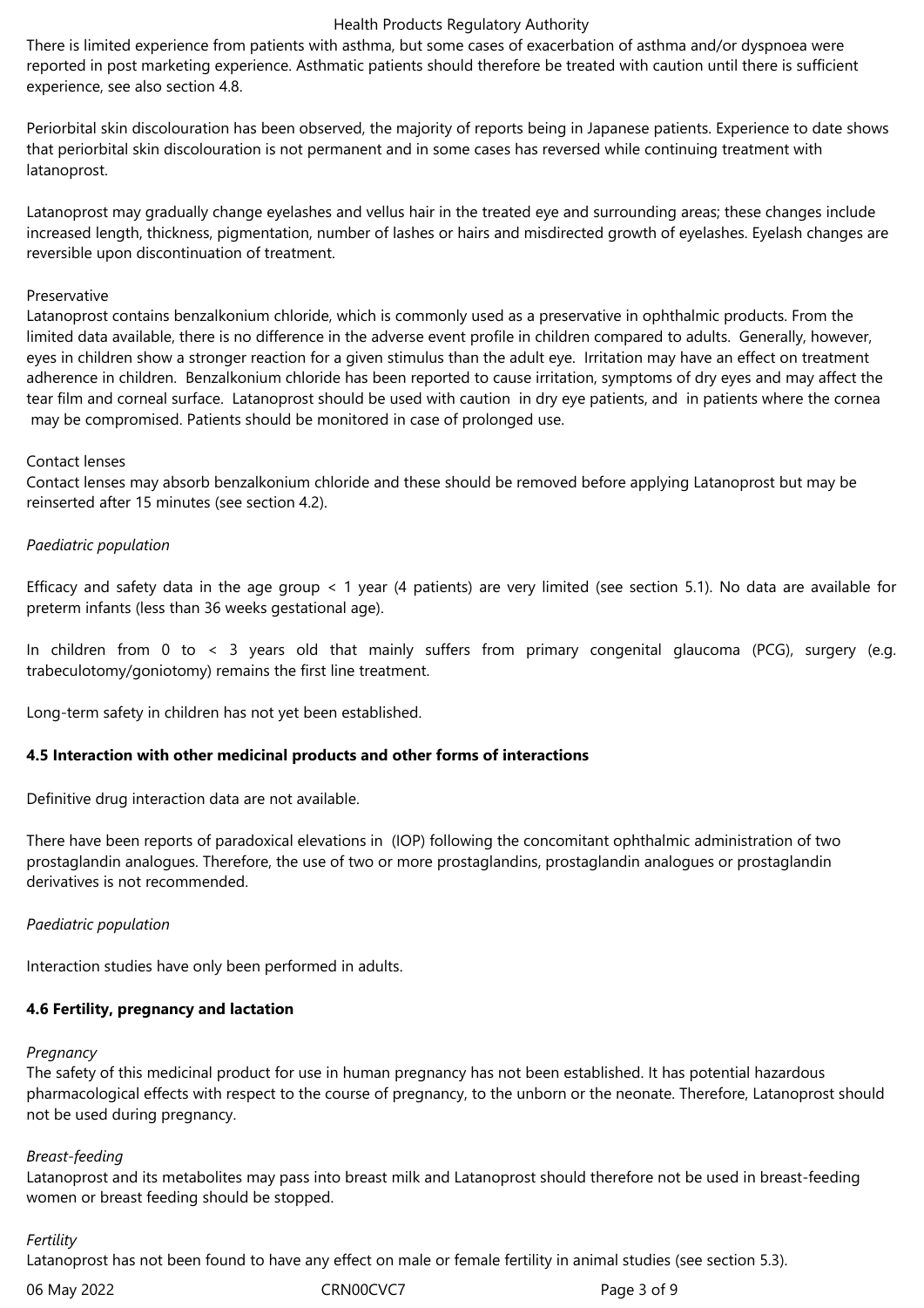There is limited experience from patients with asthma, but some cases of exacerbation of asthma and/or dyspnoea were reported in post marketing experience. Asthmatic patients should therefore be treated with caution until there is sufficient experience, see also section 4.8.

Periorbital skin discolouration has been observed, the majority of reports being in Japanese patients. Experience to date shows that periorbital skin discolouration is not permanent and in some cases has reversed while continuing treatment with latanoprost.

Latanoprost may gradually change eyelashes and vellus hair in the treated eye and surrounding areas; these changes include increased length, thickness, pigmentation, number of lashes or hairs and misdirected growth of eyelashes. Eyelash changes are reversible upon discontinuation of treatment.

Preservative
Latanoprost contains benzalkonium chloride, which is commonly used as a preservative in ophthalmic products. From the limited data available, there is no difference in the adverse event profile in children compared to adults. Generally, however, eyes in children show a stronger reaction for a given stimulus than the adult eye. Irritation may have an effect on treatment adherence in children. Benzalkonium chloride has been reported to cause irritation, symptoms of dry eyes and may affect the tear film and corneal surface. Latanoprost should be used with caution in dry eye patients, and in patients where the cornea may be compromised. Patients should be monitored in case of prolonged use.

Contact lenses
Contact lenses may absorb benzalkonium chloride and these should be removed before applying Latanoprost but may be reinserted after 15 minutes (see section 4.2).

*Paediatric population*

Efficacy and safety data in the age group < 1 year (4 patients) are very limited (see section 5.1). No data are available for preterm infants (less than 36 weeks gestational age).

In children from 0 to < 3 years old that mainly suffers from primary congenital glaucoma (PCG), surgery (e.g. trabeculotomy/goniotomy) remains the first line treatment.

Long-term safety in children has not yet been established.

**4.5 Interaction with other medicinal products and other forms of interactions**

Definitive drug interaction data are not available.

There have been reports of paradoxical elevations in (IOP) following the concomitant ophthalmic administration of two prostaglandin analogues. Therefore, the use of two or more prostaglandins, prostaglandin analogues or prostaglandin derivatives is not recommended.

*Paediatric population*

Interaction studies have only been performed in adults.

**4.6 Fertility, pregnancy and lactation**

*Pregnancy*
The safety of this medicinal product for use in human pregnancy has not been established. It has potential hazardous pharmacological effects with respect to the course of pregnancy, to the unborn or the neonate. Therefore, Latanoprost should not be used during pregnancy.

*Breast-feeding*
Latanoprost and its metabolites may pass into breast milk and Latanoprost should therefore not be used in breast-feeding women or breast feeding should be stopped.

*Fertility*
Latanoprost has not been found to have any effect on male or female fertility in animal studies (see section 5.3).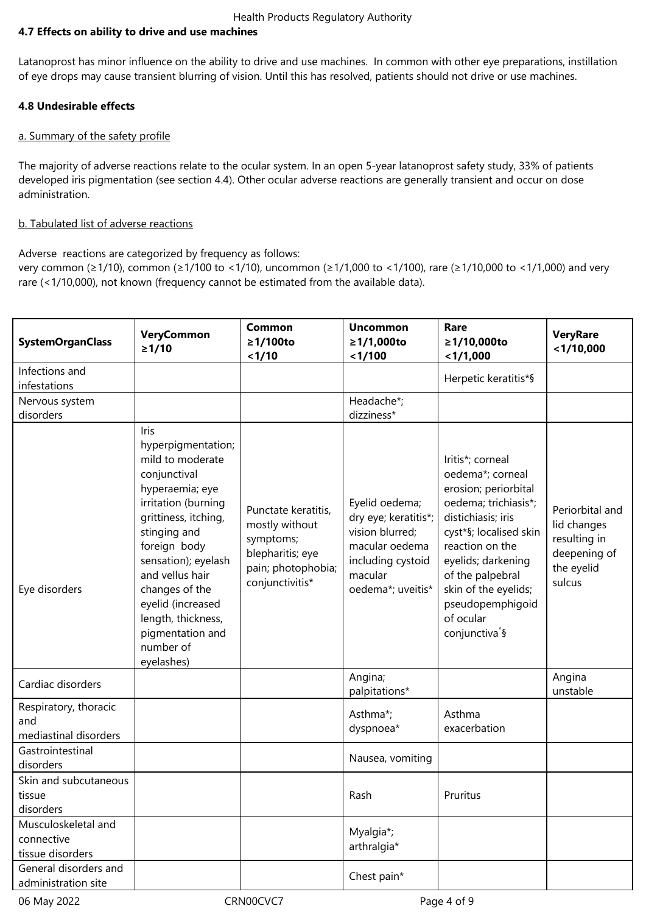**4.7 Effects on ability to drive and use machines**

Latanoprost has minor influence on the ability to drive and use machines. In common with other eye preparations, instillation of eye drops may cause transient blurring of vision. Until this has resolved, patients should not drive or use machines.

**4.8 Undesirable effects**

a. Summary of the safety profile

The majority of adverse reactions relate to the ocular system. In an open 5-year latanoprost safety study, 33% of patients developed iris pigmentation (see section 4.4). Other ocular adverse reactions are generally transient and occur on dose administration.

b. Tabulated list of adverse reactions

Adverse reactions are categorized by frequency as follows:
very common (≥1/10), common (≥1/100 to <1/10), uncommon (≥1/1,000 to <1/100), rare (≥1/10,000 to <1/1,000) and very rare (<1/10,000), not known (frequency cannot be estimated from the available data).

| SystemOrganClass | VeryCommon ≥1/10 | Common ≥1/100to <1/10 | Uncommon ≥1/1,000to <1/100 | Rare ≥1/10,000to <1/1,000 | VeryRare <1/10,000 |
|---|---|---|---|---|---|
| Infections and infestations | | | | Herpetic keratitis*§ | |
| Nervous system disorders | | | Headache*; dizziness* | | |
| Eye disorders | Iris hyperpigmentation; mild to moderate conjunctival hyperaemia; eye irritation (burning grittiness, itching, stinging and foreign body sensation); eyelash and vellus hair changes of the eyelid (increased length, thickness, pigmentation and number of eyelashes) | Punctate keratitis, mostly without symptoms; blepharitis; eye pain; photophobia; conjunctivitis* | Eyelid oedema; dry eye; keratitis*; vision blurred; macular oedema including cystoid macular oedema*; uveitis* | Iritis*; corneal oedema*; corneal erosion; periorbital oedema; trichiasis*; distichiasis; iris cyst*§; localised skin reaction on the eyelids; darkening of the palpebral skin of the eyelids; pseudopemphigoid of ocular conjunctiva*§ | Periorbital and lid changes resulting in deepening of the eyelid sulcus |
| Cardiac disorders | | | Angina; palpitations* | | Angina unstable |
| Respiratory, thoracic and mediastinal disorders | | | Asthma*; dyspnoea* | Asthma exacerbation | |
| Gastrointestinal disorders | | | Nausea, vomiting | | |
| Skin and subcutaneous tissue disorders | | | Rash | Pruritus | |
| Musculoskeletal and connective tissue disorders | | | Myalgia*; arthralgia* | | |
| General disorders and administration site | | | Chest pain* | | |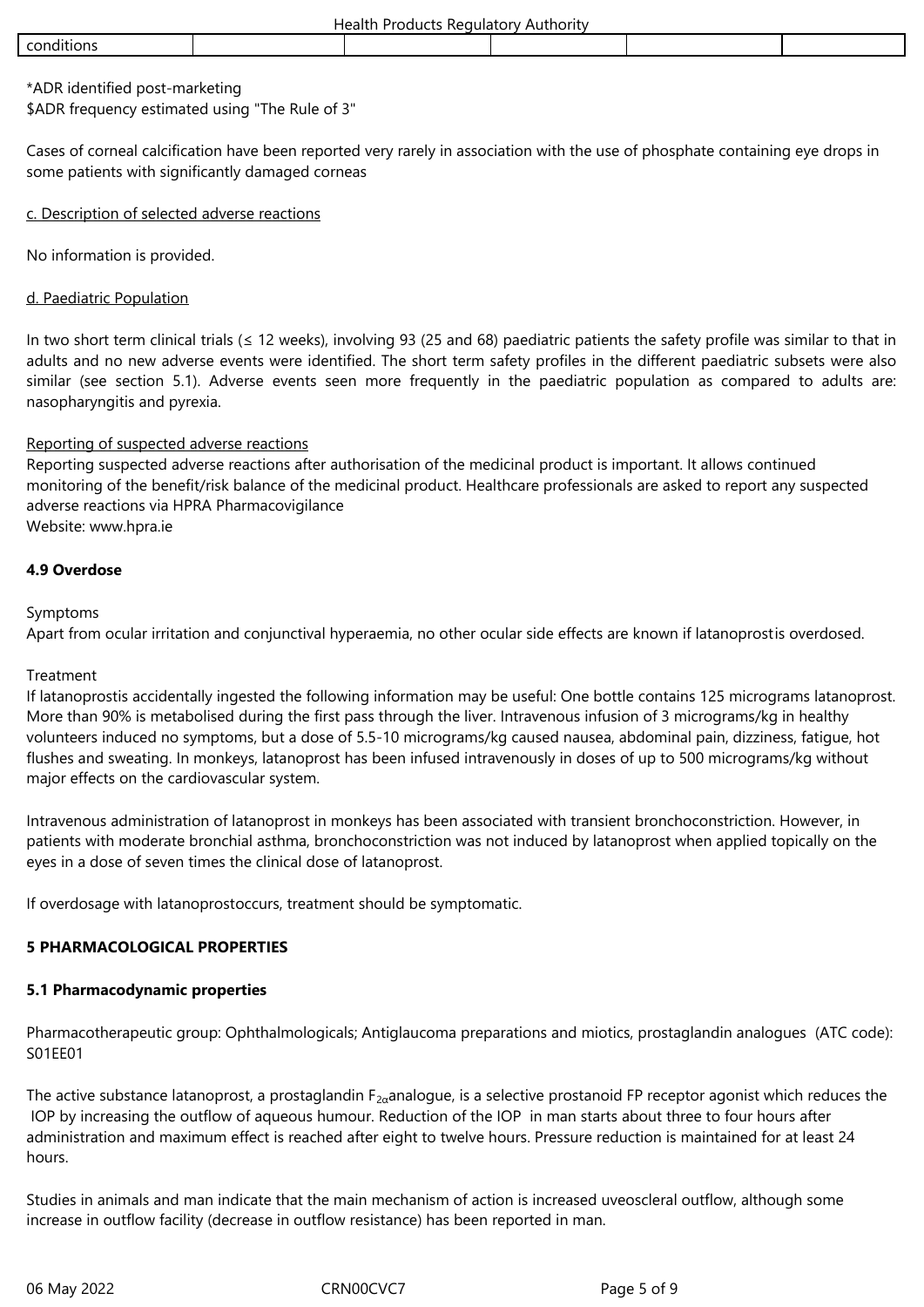| conditions | | | | | |
|---|---|---|---|---|---|

*ADR identified post-marketing
$ADR frequency estimated using "The Rule of 3"

Cases of corneal calcification have been reported very rarely in association with the use of phosphate containing eye drops in some patients with significantly damaged corneas

c. Description of selected adverse reactions

No information is provided.

d. Paediatric Population

In two short term clinical trials (≤ 12 weeks), involving 93 (25 and 68) paediatric patients the safety profile was similar to that in adults and no new adverse events were identified. The short term safety profiles in the different paediatric subsets were also similar (see section 5.1). Adverse events seen more frequently in the paediatric population as compared to adults are: nasopharyngitis and pyrexia.

Reporting of suspected adverse reactions
Reporting suspected adverse reactions after authorisation of the medicinal product is important. It allows continued monitoring of the benefit/risk balance of the medicinal product. Healthcare professionals are asked to report any suspected adverse reactions via HPRA Pharmacovigilance
Website: www.hpra.ie

**4.9 Overdose**

Symptoms
Apart from ocular irritation and conjunctival hyperaemia, no other ocular side effects are known if latanoprostis overdosed.

Treatment
If latanoprostis accidentally ingested the following information may be useful: One bottle contains 125 micrograms latanoprost. More than 90% is metabolised during the first pass through the liver. Intravenous infusion of 3 micrograms/kg in healthy volunteers induced no symptoms, but a dose of 5.5-10 micrograms/kg caused nausea, abdominal pain, dizziness, fatigue, hot flushes and sweating. In monkeys, latanoprost has been infused intravenously in doses of up to 500 micrograms/kg without major effects on the cardiovascular system.

Intravenous administration of latanoprost in monkeys has been associated with transient bronchoconstriction. However, in patients with moderate bronchial asthma, bronchoconstriction was not induced by latanoprost when applied topically on the eyes in a dose of seven times the clinical dose of latanoprost.

If overdosage with latanoprostoccurs, treatment should be symptomatic.

**5 PHARMACOLOGICAL PROPERTIES**

**5.1 Pharmacodynamic properties**

Pharmacotherapeutic group: Ophthalmologicals; Antiglaucoma preparations and miotics, prostaglandin analogues (ATC code): S01EE01

The active substance latanoprost, a prostaglandin $F_{2\alpha}$analogue, is a selective prostanoid FP receptor agonist which reduces the IOP by increasing the outflow of aqueous humour. Reduction of the IOP in man starts about three to four hours after administration and maximum effect is reached after eight to twelve hours. Pressure reduction is maintained for at least 24 hours.

Studies in animals and man indicate that the main mechanism of action is increased uveoscleral outflow, although some increase in outflow facility (decrease in outflow resistance) has been reported in man.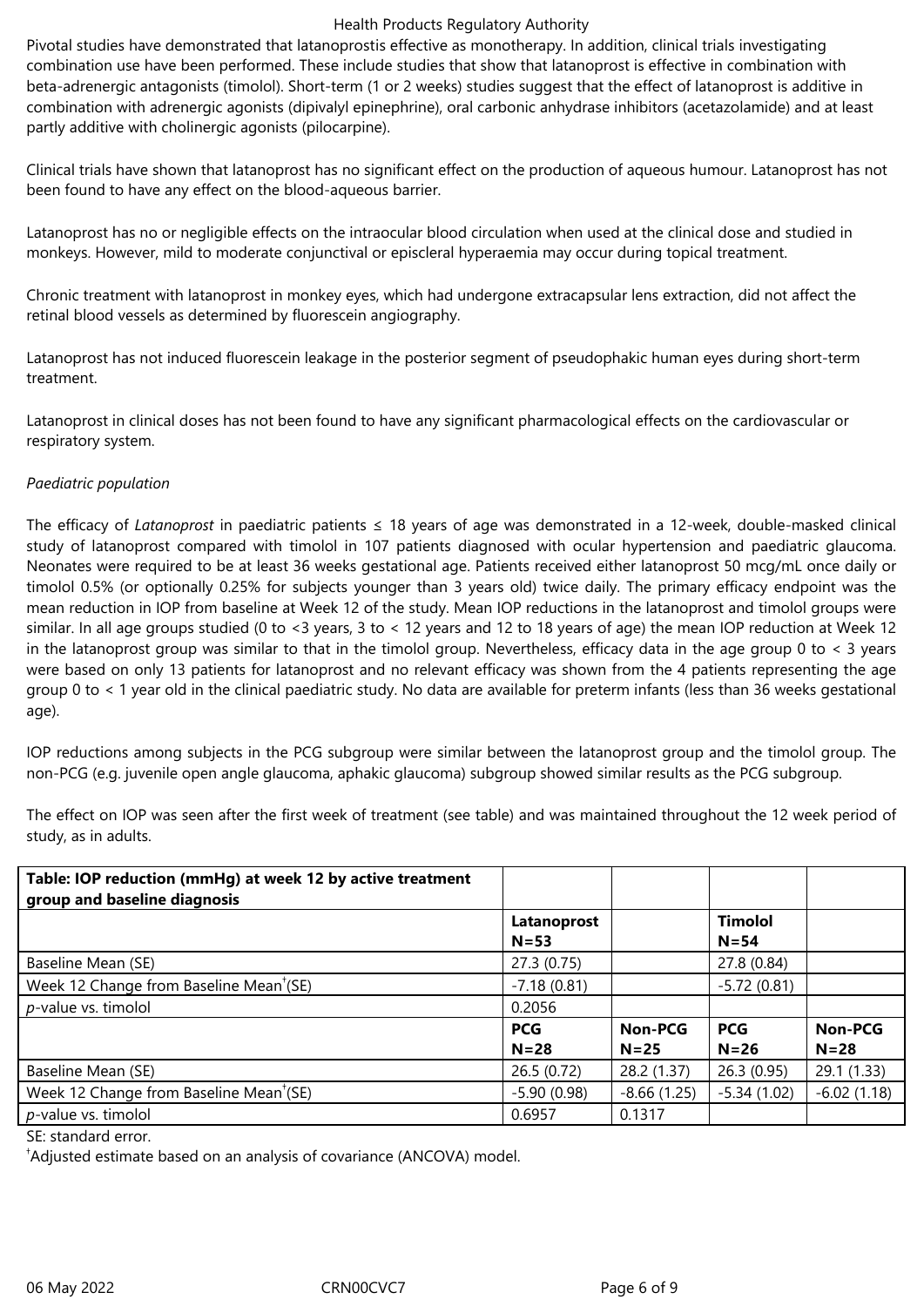Pivotal studies have demonstrated that latanoprostis effective as monotherapy. In addition, clinical trials investigating combination use have been performed. These include studies that show that latanoprost is effective in combination with beta-adrenergic antagonists (timolol). Short-term (1 or 2 weeks) studies suggest that the effect of latanoprost is additive in combination with adrenergic agonists (dipivalyl epinephrine), oral carbonic anhydrase inhibitors (acetazolamide) and at least partly additive with cholinergic agonists (pilocarpine).

Clinical trials have shown that latanoprost has no significant effect on the production of aqueous humour. Latanoprost has not been found to have any effect on the blood-aqueous barrier.

Latanoprost has no or negligible effects on the intraocular blood circulation when used at the clinical dose and studied in monkeys. However, mild to moderate conjunctival or episcleral hyperaemia may occur during topical treatment.

Chronic treatment with latanoprost in monkey eyes, which had undergone extracapsular lens extraction, did not affect the retinal blood vessels as determined by fluorescein angiography.

Latanoprost has not induced fluorescein leakage in the posterior segment of pseudophakic human eyes during short-term treatment.

Latanoprost in clinical doses has not been found to have any significant pharmacological effects on the cardiovascular or respiratory system.

*Paediatric population*

The efficacy of *Latanoprost* in paediatric patients ≤ 18 years of age was demonstrated in a 12-week, double-masked clinical study of latanoprost compared with timolol in 107 patients diagnosed with ocular hypertension and paediatric glaucoma. Neonates were required to be at least 36 weeks gestational age. Patients received either latanoprost 50 mcg/mL once daily or timolol 0.5% (or optionally 0.25% for subjects younger than 3 years old) twice daily. The primary efficacy endpoint was the mean reduction in IOP from baseline at Week 12 of the study. Mean IOP reductions in the latanoprost and timolol groups were similar. In all age groups studied (0 to <3 years, 3 to < 12 years and 12 to 18 years of age) the mean IOP reduction at Week 12 in the latanoprost group was similar to that in the timolol group. Nevertheless, efficacy data in the age group 0 to < 3 years were based on only 13 patients for latanoprost and no relevant efficacy was shown from the 4 patients representing the age group 0 to < 1 year old in the clinical paediatric study. No data are available for preterm infants (less than 36 weeks gestational age).

IOP reductions among subjects in the PCG subgroup were similar between the latanoprost group and the timolol group. The non-PCG (e.g. juvenile open angle glaucoma, aphakic glaucoma) subgroup showed similar results as the PCG subgroup.

The effect on IOP was seen after the first week of treatment (see table) and was maintained throughout the 12 week period of study, as in adults.

| **Table: IOP reduction (mmHg) at week 12 by active treatment group and baseline diagnosis** | | | | |
|---|---|---|---|---|
| | **Latanoprost N=53** | | **Timolol N=54** | |
| Baseline Mean (SE) | 27.3 (0.75) | | 27.8 (0.84) | |
| Week 12 Change from Baseline Mean[†](SE) | -7.18 (0.81) | | -5.72 (0.81) | |
| *p*-value vs. timolol | 0.2056 | | | |
| | **PCG N=28** | **Non-PCG N=25** | **PCG N=26** | **Non-PCG N=28** |
| Baseline Mean (SE) | 26.5 (0.72) | 28.2 (1.37) | 26.3 (0.95) | 29.1 (1.33) |
| Week 12 Change from Baseline Mean[†](SE) | -5.90 (0.98) | -8.66 (1.25) | -5.34 (1.02) | -6.02 (1.18) |
| *p*-value vs. timolol | 0.6957 | 0.1317 | | |

SE: standard error.

[†]Adjusted estimate based on an analysis of covariance (ANCOVA) model.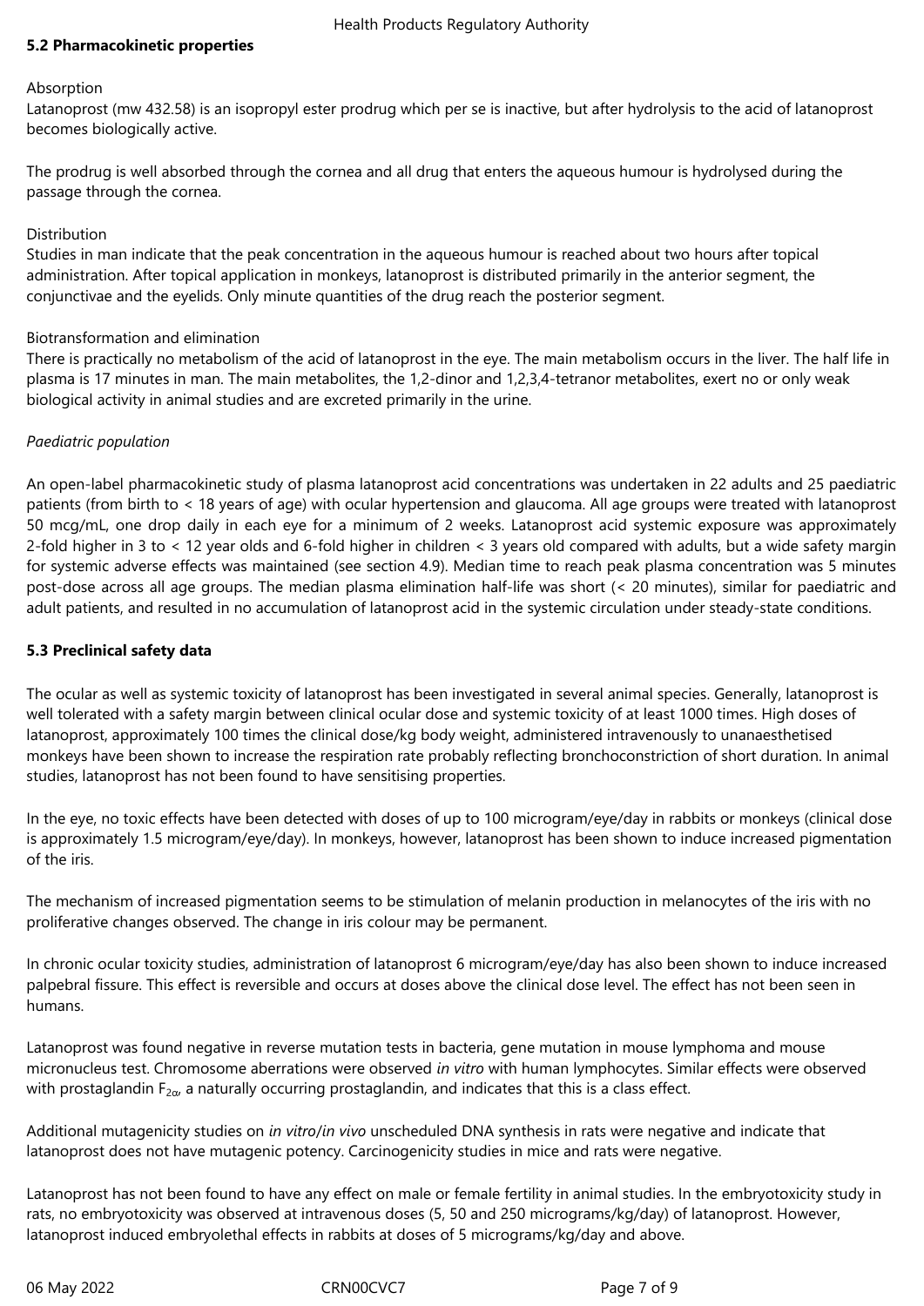### 5.2 Pharmacokinetic properties

Absorption

Latanoprost (mw 432.58) is an isopropyl ester prodrug which per se is inactive, but after hydrolysis to the acid of latanoprost becomes biologically active.

The prodrug is well absorbed through the cornea and all drug that enters the aqueous humour is hydrolysed during the passage through the cornea.

Distribution

Studies in man indicate that the peak concentration in the aqueous humour is reached about two hours after topical administration. After topical application in monkeys, latanoprost is distributed primarily in the anterior segment, the conjunctivae and the eyelids. Only minute quantities of the drug reach the posterior segment.

Biotransformation and elimination

There is practically no metabolism of the acid of latanoprost in the eye. The main metabolism occurs in the liver. The half life in plasma is 17 minutes in man. The main metabolites, the 1,2-dinor and 1,2,3,4-tetranor metabolites, exert no or only weak biological activity in animal studies and are excreted primarily in the urine.

*Paediatric population*

An open-label pharmacokinetic study of plasma latanoprost acid concentrations was undertaken in 22 adults and 25 paediatric patients (from birth to < 18 years of age) with ocular hypertension and glaucoma. All age groups were treated with latanoprost 50 mcg/mL, one drop daily in each eye for a minimum of 2 weeks. Latanoprost acid systemic exposure was approximately 2-fold higher in 3 to < 12 year olds and 6-fold higher in children < 3 years old compared with adults, but a wide safety margin for systemic adverse effects was maintained (see section 4.9). Median time to reach peak plasma concentration was 5 minutes post-dose across all age groups. The median plasma elimination half-life was short (< 20 minutes), similar for paediatric and adult patients, and resulted in no accumulation of latanoprost acid in the systemic circulation under steady-state conditions.

### 5.3 Preclinical safety data

The ocular as well as systemic toxicity of latanoprost has been investigated in several animal species. Generally, latanoprost is well tolerated with a safety margin between clinical ocular dose and systemic toxicity of at least 1000 times. High doses of latanoprost, approximately 100 times the clinical dose/kg body weight, administered intravenously to unanaesthetised monkeys have been shown to increase the respiration rate probably reflecting bronchoconstriction of short duration. In animal studies, latanoprost has not been found to have sensitising properties.

In the eye, no toxic effects have been detected with doses of up to 100 microgram/eye/day in rabbits or monkeys (clinical dose is approximately 1.5 microgram/eye/day). In monkeys, however, latanoprost has been shown to induce increased pigmentation of the iris.

The mechanism of increased pigmentation seems to be stimulation of melanin production in melanocytes of the iris with no proliferative changes observed. The change in iris colour may be permanent.

In chronic ocular toxicity studies, administration of latanoprost 6 microgram/eye/day has also been shown to induce increased palpebral fissure. This effect is reversible and occurs at doses above the clinical dose level. The effect has not been seen in humans.

Latanoprost was found negative in reverse mutation tests in bacteria, gene mutation in mouse lymphoma and mouse micronucleus test. Chromosome aberrations were observed *in vitro* with human lymphocytes. Similar effects were observed with prostaglandin $F_{2\alpha}$, a naturally occurring prostaglandin, and indicates that this is a class effect.

Additional mutagenicity studies on *in vitro*/*in vivo* unscheduled DNA synthesis in rats were negative and indicate that latanoprost does not have mutagenic potency. Carcinogenicity studies in mice and rats were negative.

Latanoprost has not been found to have any effect on male or female fertility in animal studies. In the embryotoxicity study in rats, no embryotoxicity was observed at intravenous doses (5, 50 and 250 micrograms/kg/day) of latanoprost. However, latanoprost induced embryolethal effects in rabbits at doses of 5 micrograms/kg/day and above.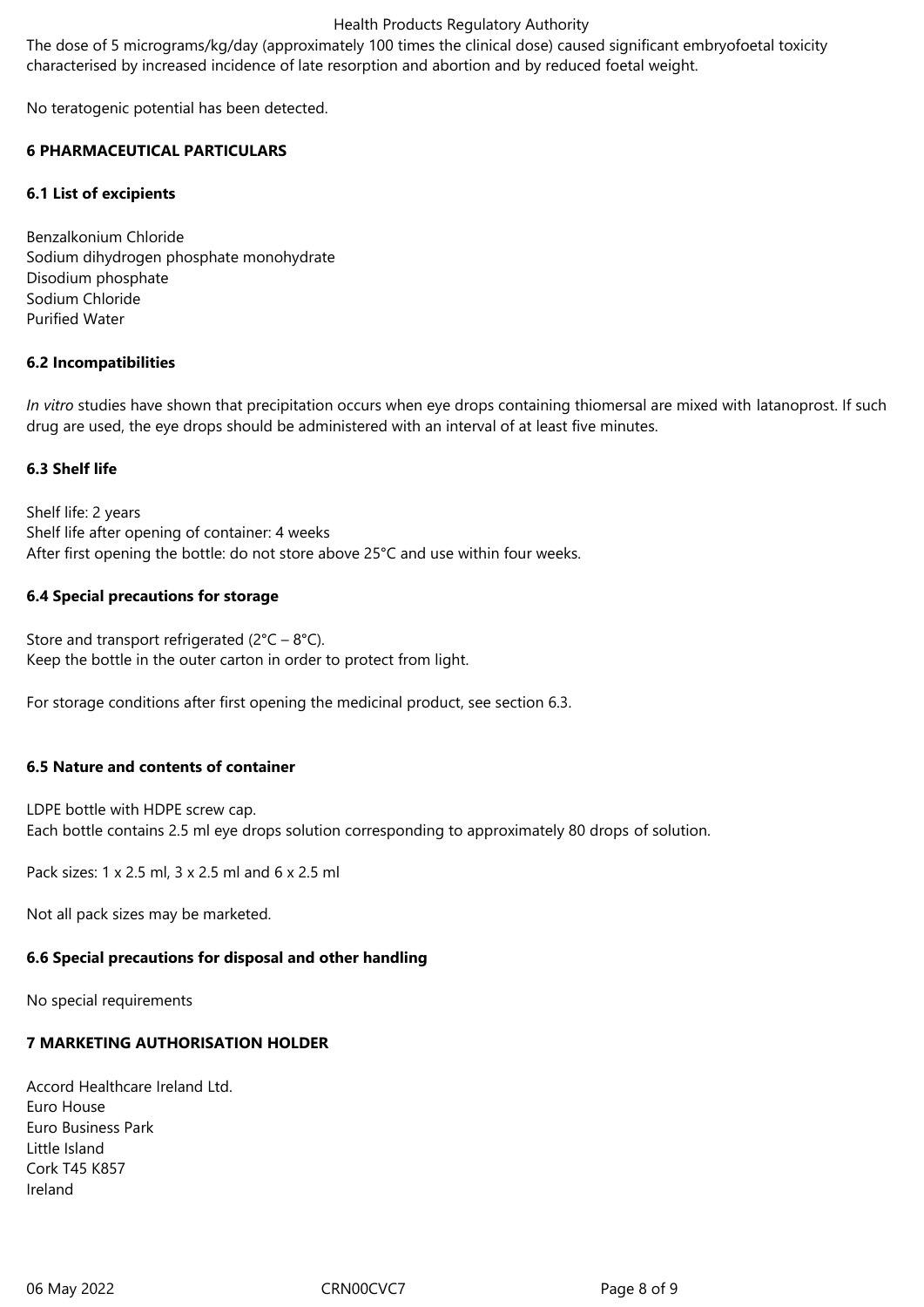The dose of 5 micrograms/kg/day (approximately 100 times the clinical dose) caused significant embryofoetal toxicity characterised by increased incidence of late resorption and abortion and by reduced foetal weight.

No teratogenic potential has been detected.

## 6 PHARMACEUTICAL PARTICULARS

### 6.1 List of excipients

Benzalkonium Chloride
Sodium dihydrogen phosphate monohydrate
Disodium phosphate
Sodium Chloride
Purified Water

### 6.2 Incompatibilities

*In vitro* studies have shown that precipitation occurs when eye drops containing thiomersal are mixed with latanoprost. If such drug are used, the eye drops should be administered with an interval of at least five minutes.

### 6.3 Shelf life

Shelf life: 2 years
Shelf life after opening of container: 4 weeks
After first opening the bottle: do not store above 25°C and use within four weeks.

### 6.4 Special precautions for storage

Store and transport refrigerated (2°C – 8°C).
Keep the bottle in the outer carton in order to protect from light.

For storage conditions after first opening the medicinal product, see section 6.3.

### 6.5 Nature and contents of container

LDPE bottle with HDPE screw cap.
Each bottle contains 2.5 ml eye drops solution corresponding to approximately 80 drops of solution.

Pack sizes: 1 x 2.5 ml, 3 x 2.5 ml and 6 x 2.5 ml

Not all pack sizes may be marketed.

### 6.6 Special precautions for disposal and other handling

No special requirements

## 7 MARKETING AUTHORISATION HOLDER

Accord Healthcare Ireland Ltd.
Euro House
Euro Business Park
Little Island
Cork T45 K857
Ireland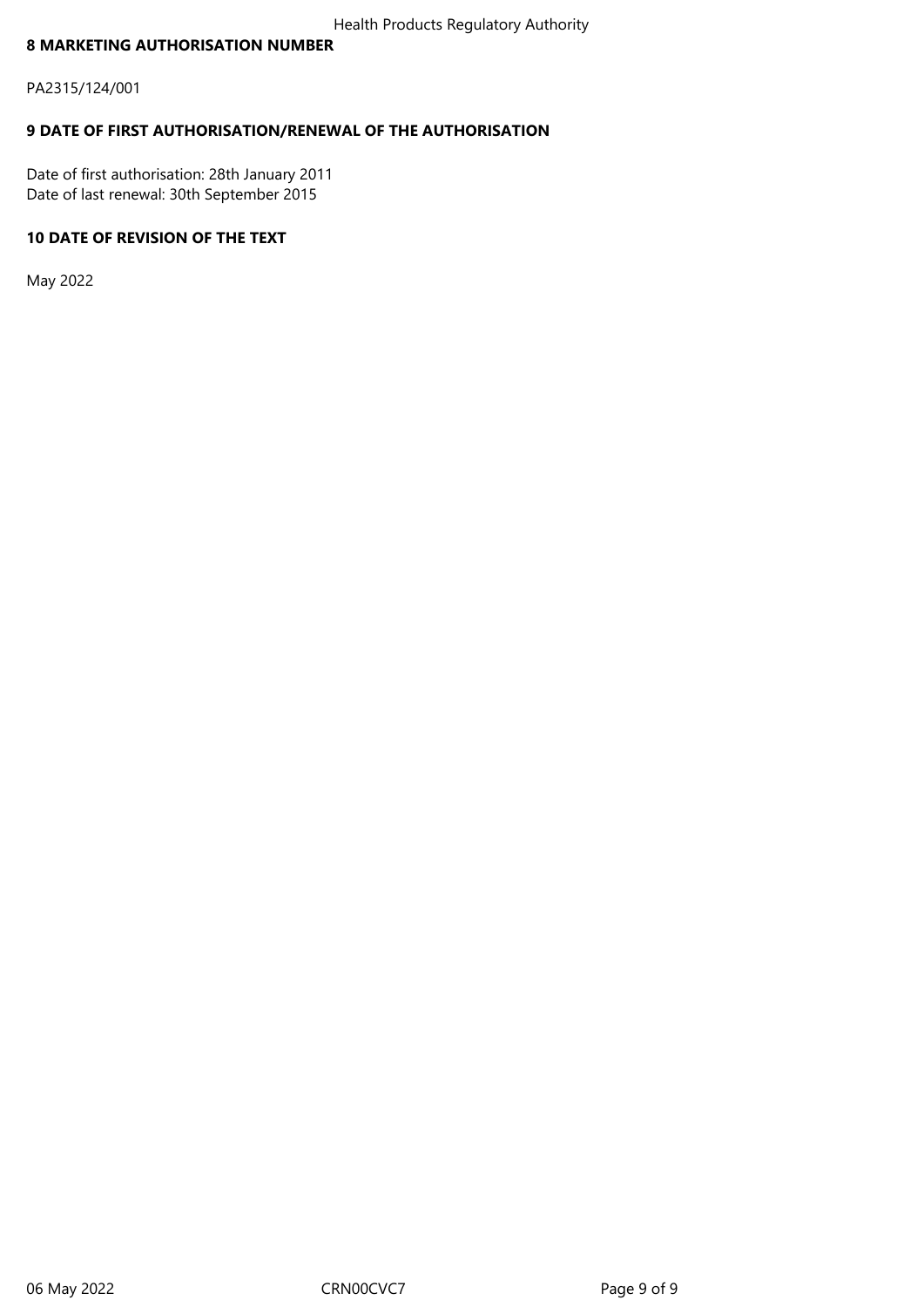## 8 MARKETING AUTHORISATION NUMBER

PA2315/124/001

## 9 DATE OF FIRST AUTHORISATION/RENEWAL OF THE AUTHORISATION

Date of first authorisation: 28th January 2011
Date of last renewal: 30th September 2015

## 10 DATE OF REVISION OF THE TEXT

May 2022